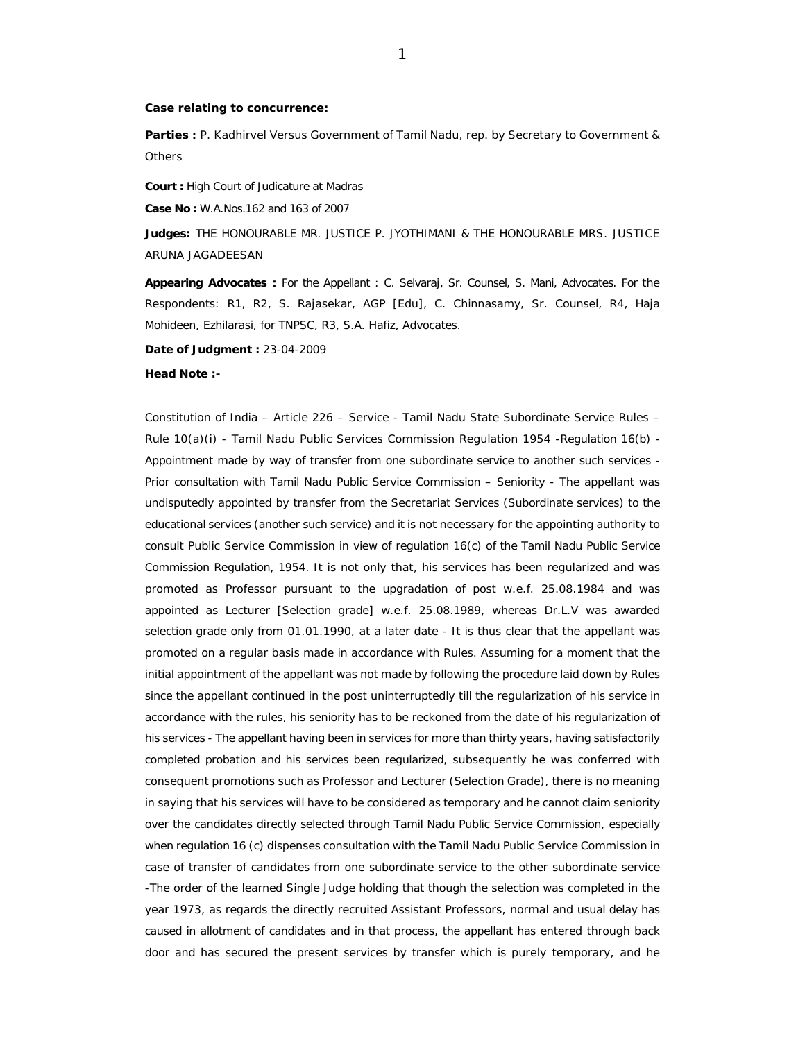**Case relating to concurrence:**

**Parties :** P. Kadhirvel Versus Government of Tamil Nadu, rep. by Secretary to Government & Others

**Court :** High Court of Judicature at Madras

**Case No :** W.A.Nos.162 and 163 of 2007

**Judges:** THE HONOURABLE MR. JUSTICE P. JYOTHIMANI & THE HONOURABLE MRS. JUSTICE ARUNA JAGADEESAN

**Appearing Advocates :** For the Appellant : C. Selvaraj, Sr. Counsel, S. Mani, Advocates. For the Respondents: R1, R2, S. Rajasekar, AGP [Edu], C. Chinnasamy, Sr. Counsel, R4, Haja Mohideen, Ezhilarasi, for TNPSC, R3, S.A. Hafiz, Advocates.

**Date of Judgment :** 23-04-2009

**Head Note :-**

Constitution of India – Article 226 – Service - Tamil Nadu State Subordinate Service Rules – Rule 10(a)(i) - Tamil Nadu Public Services Commission Regulation 1954 -Regulation 16(b) - Appointment made by way of transfer from one subordinate service to another such services - Prior consultation with Tamil Nadu Public Service Commission – Seniority - The appellant was undisputedly appointed by transfer from the Secretariat Services (Subordinate services) to the educational services (another such service) and it is not necessary for the appointing authority to consult Public Service Commission in view of regulation 16(c) of the Tamil Nadu Public Service Commission Regulation, 1954. It is not only that, his services has been regularized and was promoted as Professor pursuant to the upgradation of post w.e.f. 25.08.1984 and was appointed as Lecturer [Selection grade] w.e.f. 25.08.1989, whereas Dr.L.V was awarded selection grade only from 01.01.1990, at a later date - It is thus clear that the appellant was promoted on a regular basis made in accordance with Rules. Assuming for a moment that the initial appointment of the appellant was not made by following the procedure laid down by Rules since the appellant continued in the post uninterruptedly till the regularization of his service in accordance with the rules, his seniority has to be reckoned from the date of his regularization of his services - The appellant having been in services for more than thirty years, having satisfactorily completed probation and his services been regularized, subsequently he was conferred with consequent promotions such as Professor and Lecturer (Selection Grade), there is no meaning in saying that his services will have to be considered as temporary and he cannot claim seniority over the candidates directly selected through Tamil Nadu Public Service Commission, especially when regulation 16 (c) dispenses consultation with the Tamil Nadu Public Service Commission in case of transfer of candidates from one subordinate service to the other subordinate service -The order of the learned Single Judge holding that though the selection was completed in the year 1973, as regards the directly recruited Assistant Professors, normal and usual delay has caused in allotment of candidates and in that process, the appellant has entered through back door and has secured the present services by transfer which is purely temporary, and he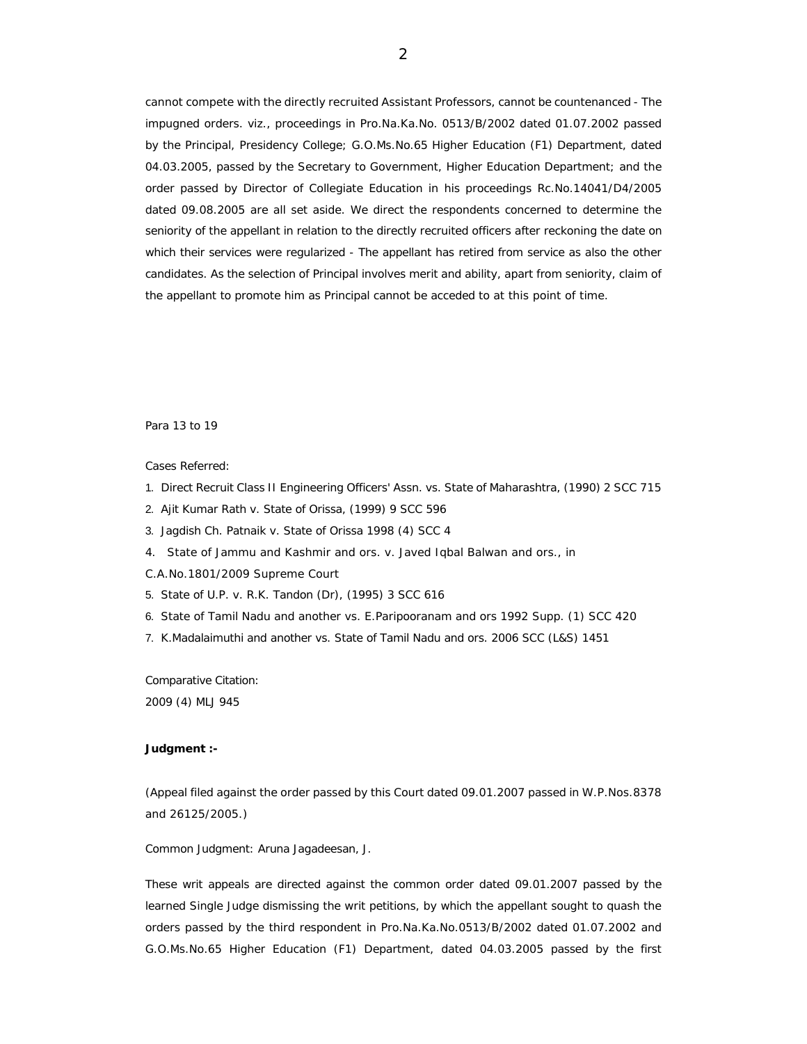cannot compete with the directly recruited Assistant Professors, cannot be countenanced - The impugned orders. viz., proceedings in Pro.Na.Ka.No. 0513/B/2002 dated 01.07.2002 passed by the Principal, Presidency College; G.O.Ms.No.65 Higher Education (F1) Department, dated 04.03.2005, passed by the Secretary to Government, Higher Education Department; and the order passed by Director of Collegiate Education in his proceedings Rc.No.14041/D4/2005 dated 09.08.2005 are all set aside. We direct the respondents concerned to determine the seniority of the appellant in relation to the directly recruited officers after reckoning the date on which their services were regularized - The appellant has retired from service as also the other candidates. As the selection of Principal involves merit and ability, apart from seniority, claim of the appellant to promote him as Principal cannot be acceded to at this point of time.

Para 13 to 19

Cases Referred:

1. Direct Recruit Class II Engineering Officers' Assn. vs. State of Maharashtra, (1990) 2 SCC 715
2. Ajit Kumar Rath v. State of Orissa, (1999) 9 SCC 596
3. Jagdish Ch. Patnaik v. State of Orissa 1998 (4) SCC 4
4. State of Jammu and Kashmir and ors. v. Javed Iqbal Balwan and ors., in C.A.No.1801/2009 Supreme Court
5. State of U.P. v. R.K. Tandon (Dr), (1995) 3 SCC 616
6. State of Tamil Nadu and another vs. E.Paripooranam and ors 1992 Supp. (1) SCC 420
7. K.Madalaimuthi and another vs. State of Tamil Nadu and ors. 2006 SCC (L&S) 1451

Comparative Citation:
2009 (4) MLJ 945

**Judgment :-**

(Appeal filed against the order passed by this Court dated 09.01.2007 passed in W.P.Nos.8378 and 26125/2005.)

Common Judgment: Aruna Jagadeesan, J.

These writ appeals are directed against the common order dated 09.01.2007 passed by the learned Single Judge dismissing the writ petitions, by which the appellant sought to quash the orders passed by the third respondent in Pro.Na.Ka.No.0513/B/2002 dated 01.07.2002 and G.O.Ms.No.65 Higher Education (F1) Department, dated 04.03.2005 passed by the first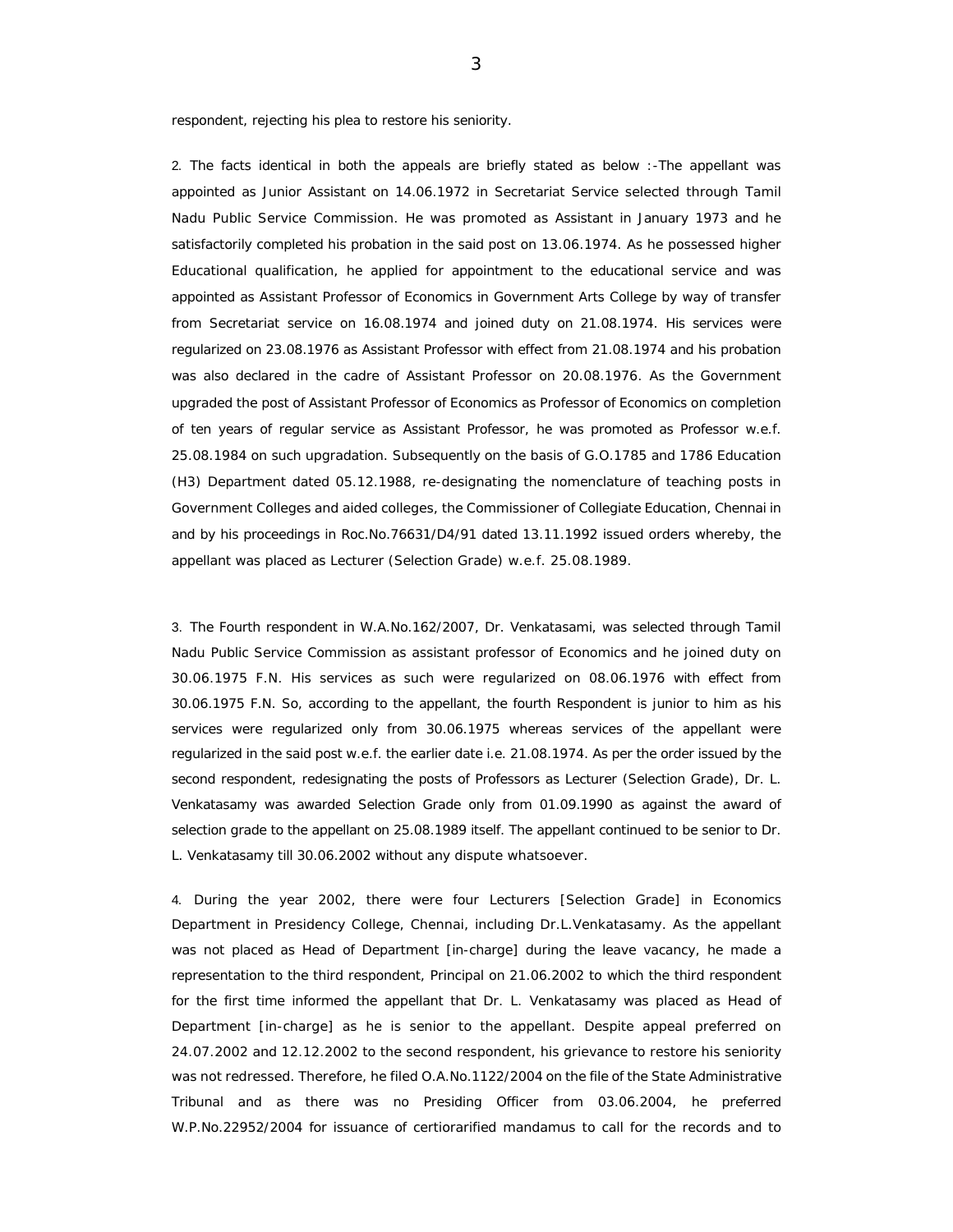respondent, rejecting his plea to restore his seniority.

2. The facts identical in both the appeals are briefly stated as below :-The appellant was appointed as Junior Assistant on 14.06.1972 in Secretariat Service selected through Tamil Nadu Public Service Commission. He was promoted as Assistant in January 1973 and he satisfactorily completed his probation in the said post on 13.06.1974. As he possessed higher Educational qualification, he applied for appointment to the educational service and was appointed as Assistant Professor of Economics in Government Arts College by way of transfer from Secretariat service on 16.08.1974 and joined duty on 21.08.1974. His services were regularized on 23.08.1976 as Assistant Professor with effect from 21.08.1974 and his probation was also declared in the cadre of Assistant Professor on 20.08.1976. As the Government upgraded the post of Assistant Professor of Economics as Professor of Economics on completion of ten years of regular service as Assistant Professor, he was promoted as Professor w.e.f. 25.08.1984 on such upgradation. Subsequently on the basis of G.O.1785 and 1786 Education (H3) Department dated 05.12.1988, re-designating the nomenclature of teaching posts in Government Colleges and aided colleges, the Commissioner of Collegiate Education, Chennai in and by his proceedings in Roc.No.76631/D4/91 dated 13.11.1992 issued orders whereby, the appellant was placed as Lecturer (Selection Grade) w.e.f. 25.08.1989.

3. The Fourth respondent in W.A.No.162/2007, Dr. Venkatasami, was selected through Tamil Nadu Public Service Commission as assistant professor of Economics and he joined duty on 30.06.1975 F.N. His services as such were regularized on 08.06.1976 with effect from 30.06.1975 F.N. So, according to the appellant, the fourth Respondent is junior to him as his services were regularized only from 30.06.1975 whereas services of the appellant were regularized in the said post w.e.f. the earlier date i.e. 21.08.1974. As per the order issued by the second respondent, redesignating the posts of Professors as Lecturer (Selection Grade), Dr. L. Venkatasamy was awarded Selection Grade only from 01.09.1990 as against the award of selection grade to the appellant on 25.08.1989 itself. The appellant continued to be senior to Dr. L. Venkatasamy till 30.06.2002 without any dispute whatsoever.

4. During the year 2002, there were four Lecturers [Selection Grade] in Economics Department in Presidency College, Chennai, including Dr.L.Venkatasamy. As the appellant was not placed as Head of Department [in-charge] during the leave vacancy, he made a representation to the third respondent, Principal on 21.06.2002 to which the third respondent for the first time informed the appellant that Dr. L. Venkatasamy was placed as Head of Department [in-charge] as he is senior to the appellant. Despite appeal preferred on 24.07.2002 and 12.12.2002 to the second respondent, his grievance to restore his seniority was not redressed. Therefore, he filed O.A.No.1122/2004 on the file of the State Administrative Tribunal and as there was no Presiding Officer from 03.06.2004, he preferred W.P.No.22952/2004 for issuance of certiorarified mandamus to call for the records and to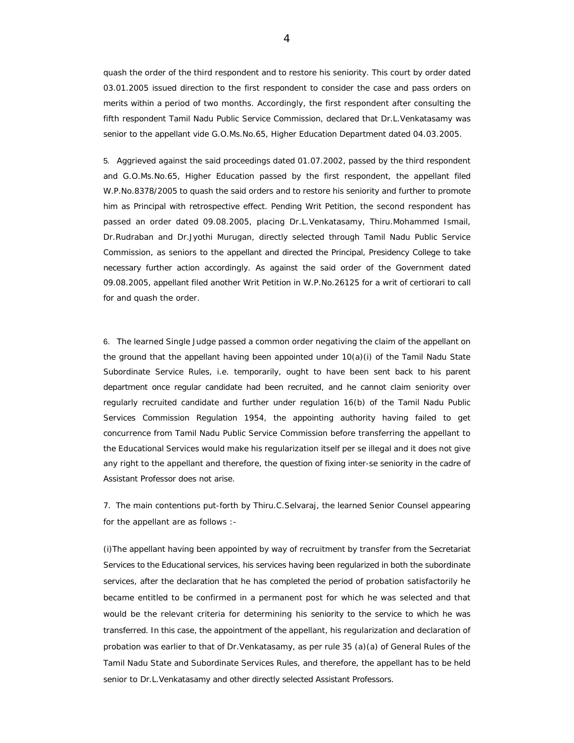quash the order of the third respondent and to restore his seniority. This court by order dated 03.01.2005 issued direction to the first respondent to consider the case and pass orders on merits within a period of two months. Accordingly, the first respondent after consulting the fifth respondent Tamil Nadu Public Service Commission, declared that Dr.L.Venkatasamy was senior to the appellant vide G.O.Ms.No.65, Higher Education Department dated 04.03.2005.

5. Aggrieved against the said proceedings dated 01.07.2002, passed by the third respondent and G.O.Ms.No.65, Higher Education passed by the first respondent, the appellant filed W.P.No.8378/2005 to quash the said orders and to restore his seniority and further to promote him as Principal with retrospective effect. Pending Writ Petition, the second respondent has passed an order dated 09.08.2005, placing Dr.L.Venkatasamy, Thiru.Mohammed Ismail, Dr.Rudraban and Dr.Jyothi Murugan, directly selected through Tamil Nadu Public Service Commission, as seniors to the appellant and directed the Principal, Presidency College to take necessary further action accordingly. As against the said order of the Government dated 09.08.2005, appellant filed another Writ Petition in W.P.No.26125 for a writ of certiorari to call for and quash the order.

6. The learned Single Judge passed a common order negativing the claim of the appellant on the ground that the appellant having been appointed under 10(a)(i) of the Tamil Nadu State Subordinate Service Rules, i.e. temporarily, ought to have been sent back to his parent department once regular candidate had been recruited, and he cannot claim seniority over regularly recruited candidate and further under regulation 16(b) of the Tamil Nadu Public Services Commission Regulation 1954, the appointing authority having failed to get concurrence from Tamil Nadu Public Service Commission before transferring the appellant to the Educational Services would make his regularization itself per se illegal and it does not give any right to the appellant and therefore, the question of fixing inter-se seniority in the cadre of Assistant Professor does not arise.

7. The main contentions put-forth by Thiru.C.Selvaraj, the learned Senior Counsel appearing for the appellant are as follows :-

(i)The appellant having been appointed by way of recruitment by transfer from the Secretariat Services to the Educational services, his services having been regularized in both the subordinate services, after the declaration that he has completed the period of probation satisfactorily he became entitled to be confirmed in a permanent post for which he was selected and that would be the relevant criteria for determining his seniority to the service to which he was transferred. In this case, the appointment of the appellant, his regularization and declaration of probation was earlier to that of Dr.Venkatasamy, as per rule 35 (a)(a) of General Rules of the Tamil Nadu State and Subordinate Services Rules, and therefore, the appellant has to be held senior to Dr.L.Venkatasamy and other directly selected Assistant Professors.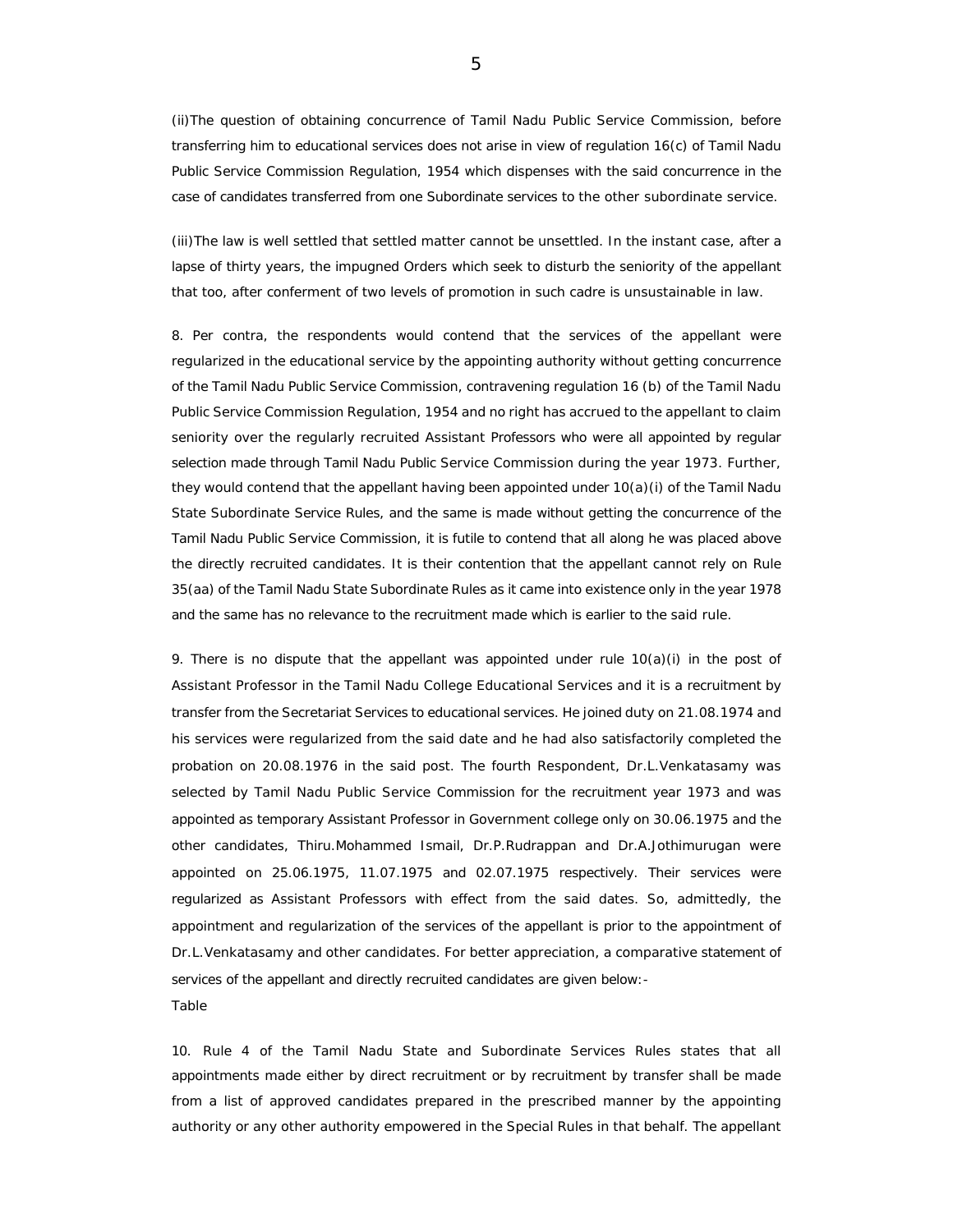(ii)The question of obtaining concurrence of Tamil Nadu Public Service Commission, before transferring him to educational services does not arise in view of regulation 16(c) of Tamil Nadu Public Service Commission Regulation, 1954 which dispenses with the said concurrence in the case of candidates transferred from one Subordinate services to the other subordinate service.

(iii)The law is well settled that settled matter cannot be unsettled. In the instant case, after a lapse of thirty years, the impugned Orders which seek to disturb the seniority of the appellant that too, after conferment of two levels of promotion in such cadre is unsustainable in law.

8. Per contra, the respondents would contend that the services of the appellant were regularized in the educational service by the appointing authority without getting concurrence of the Tamil Nadu Public Service Commission, contravening regulation 16 (b) of the Tamil Nadu Public Service Commission Regulation, 1954 and no right has accrued to the appellant to claim seniority over the regularly recruited Assistant Professors who were all appointed by regular selection made through Tamil Nadu Public Service Commission during the year 1973. Further, they would contend that the appellant having been appointed under 10(a)(i) of the Tamil Nadu State Subordinate Service Rules, and the same is made without getting the concurrence of the Tamil Nadu Public Service Commission, it is futile to contend that all along he was placed above the directly recruited candidates. It is their contention that the appellant cannot rely on Rule 35(aa) of the Tamil Nadu State Subordinate Rules as it came into existence only in the year 1978 and the same has no relevance to the recruitment made which is earlier to the said rule.

9. There is no dispute that the appellant was appointed under rule 10(a)(i) in the post of Assistant Professor in the Tamil Nadu College Educational Services and it is a recruitment by transfer from the Secretariat Services to educational services. He joined duty on 21.08.1974 and his services were regularized from the said date and he had also satisfactorily completed the probation on 20.08.1976 in the said post. The fourth Respondent, Dr.L.Venkatasamy was selected by Tamil Nadu Public Service Commission for the recruitment year 1973 and was appointed as temporary Assistant Professor in Government college only on 30.06.1975 and the other candidates, Thiru.Mohammed Ismail, Dr.P.Rudrappan and Dr.A.Jothimurugan were appointed on 25.06.1975, 11.07.1975 and 02.07.1975 respectively. Their services were regularized as Assistant Professors with effect from the said dates. So, admittedly, the appointment and regularization of the services of the appellant is prior to the appointment of Dr.L.Venkatasamy and other candidates. For better appreciation, a comparative statement of services of the appellant and directly recruited candidates are given below:-

Table

10. Rule 4 of the Tamil Nadu State and Subordinate Services Rules states that all appointments made either by direct recruitment or by recruitment by transfer shall be made from a list of approved candidates prepared in the prescribed manner by the appointing authority or any other authority empowered in the Special Rules in that behalf. The appellant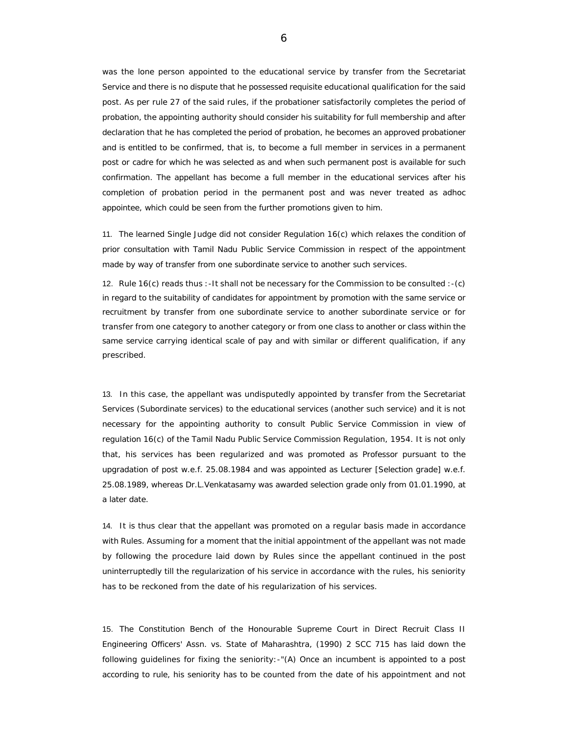was the lone person appointed to the educational service by transfer from the Secretariat Service and there is no dispute that he possessed requisite educational qualification for the said post. As per rule 27 of the said rules, if the probationer satisfactorily completes the period of probation, the appointing authority should consider his suitability for full membership and after declaration that he has completed the period of probation, he becomes an approved probationer and is entitled to be confirmed, that is, to become a full member in services in a permanent post or cadre for which he was selected as and when such permanent post is available for such confirmation. The appellant has become a full member in the educational services after his completion of probation period in the permanent post and was never treated as adhoc appointee, which could be seen from the further promotions given to him.

11. The learned Single Judge did not consider Regulation 16(c) which relaxes the condition of prior consultation with Tamil Nadu Public Service Commission in respect of the appointment made by way of transfer from one subordinate service to another such services.

12. Rule 16(c) reads thus :-It shall not be necessary for the Commission to be consulted :-(c) in regard to the suitability of candidates for appointment by promotion with the same service or recruitment by transfer from one subordinate service to another subordinate service or for transfer from one category to another category or from one class to another or class within the same service carrying identical scale of pay and with similar or different qualification, if any prescribed.

13. In this case, the appellant was undisputedly appointed by transfer from the Secretariat Services (Subordinate services) to the educational services (another such service) and it is not necessary for the appointing authority to consult Public Service Commission in view of regulation 16(c) of the Tamil Nadu Public Service Commission Regulation, 1954. It is not only that, his services has been regularized and was promoted as Professor pursuant to the upgradation of post w.e.f. 25.08.1984 and was appointed as Lecturer [Selection grade] w.e.f. 25.08.1989, whereas Dr.L.Venkatasamy was awarded selection grade only from 01.01.1990, at a later date.

14. It is thus clear that the appellant was promoted on a regular basis made in accordance with Rules. Assuming for a moment that the initial appointment of the appellant was not made by following the procedure laid down by Rules since the appellant continued in the post uninterruptedly till the regularization of his service in accordance with the rules, his seniority has to be reckoned from the date of his regularization of his services.

15. The Constitution Bench of the Honourable Supreme Court in Direct Recruit Class II Engineering Officers' Assn. vs. State of Maharashtra, (1990) 2 SCC 715 has laid down the following guidelines for fixing the seniority:-"(A) Once an incumbent is appointed to a post according to rule, his seniority has to be counted from the date of his appointment and not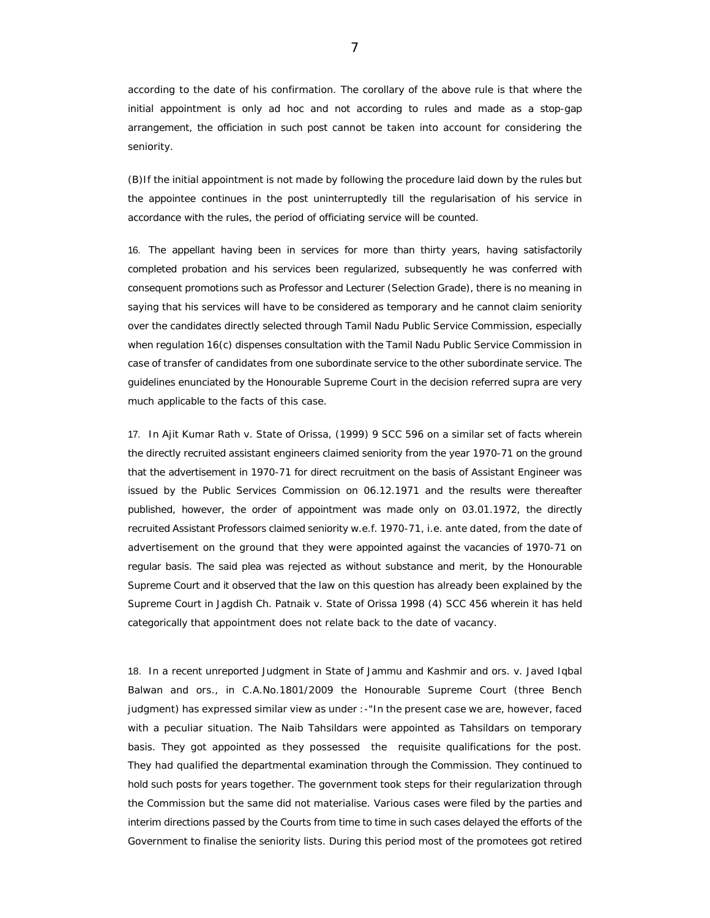according to the date of his confirmation. The corollary of the above rule is that where the initial appointment is only ad hoc and not according to rules and made as a stop-gap arrangement, the officiation in such post cannot be taken into account for considering the seniority.

(B)If the initial appointment is not made by following the procedure laid down by the rules but the appointee continues in the post uninterruptedly till the regularisation of his service in accordance with the rules, the period of officiating service will be counted.

16. The appellant having been in services for more than thirty years, having satisfactorily completed probation and his services been regularized, subsequently he was conferred with consequent promotions such as Professor and Lecturer (Selection Grade), there is no meaning in saying that his services will have to be considered as temporary and he cannot claim seniority over the candidates directly selected through Tamil Nadu Public Service Commission, especially when regulation 16(c) dispenses consultation with the Tamil Nadu Public Service Commission in case of transfer of candidates from one subordinate service to the other subordinate service. The guidelines enunciated by the Honourable Supreme Court in the decision referred supra are very much applicable to the facts of this case.

17. In Ajit Kumar Rath v. State of Orissa, (1999) 9 SCC 596 on a similar set of facts wherein the directly recruited assistant engineers claimed seniority from the year 1970-71 on the ground that the advertisement in 1970-71 for direct recruitment on the basis of Assistant Engineer was issued by the Public Services Commission on 06.12.1971 and the results were thereafter published, however, the order of appointment was made only on 03.01.1972, the directly recruited Assistant Professors claimed seniority w.e.f. 1970-71, i.e. ante dated, from the date of advertisement on the ground that they were appointed against the vacancies of 1970-71 on regular basis. The said plea was rejected as without substance and merit, by the Honourable Supreme Court and it observed that the law on this question has already been explained by the Supreme Court in Jagdish Ch. Patnaik v. State of Orissa 1998 (4) SCC 456 wherein it has held categorically that appointment does not relate back to the date of vacancy.

18. In a recent unreported Judgment in State of Jammu and Kashmir and ors. v. Javed Iqbal Balwan and ors., in C.A.No.1801/2009 the Honourable Supreme Court (three Bench judgment) has expressed similar view as under :-"In the present case we are, however, faced with a peculiar situation. The Naib Tahsildars were appointed as Tahsildars on temporary basis. They got appointed as they possessed the requisite qualifications for the post. They had qualified the departmental examination through the Commission. They continued to hold such posts for years together. The government took steps for their regularization through the Commission but the same did not materialise. Various cases were filed by the parties and interim directions passed by the Courts from time to time in such cases delayed the efforts of the Government to finalise the seniority lists. During this period most of the promotees got retired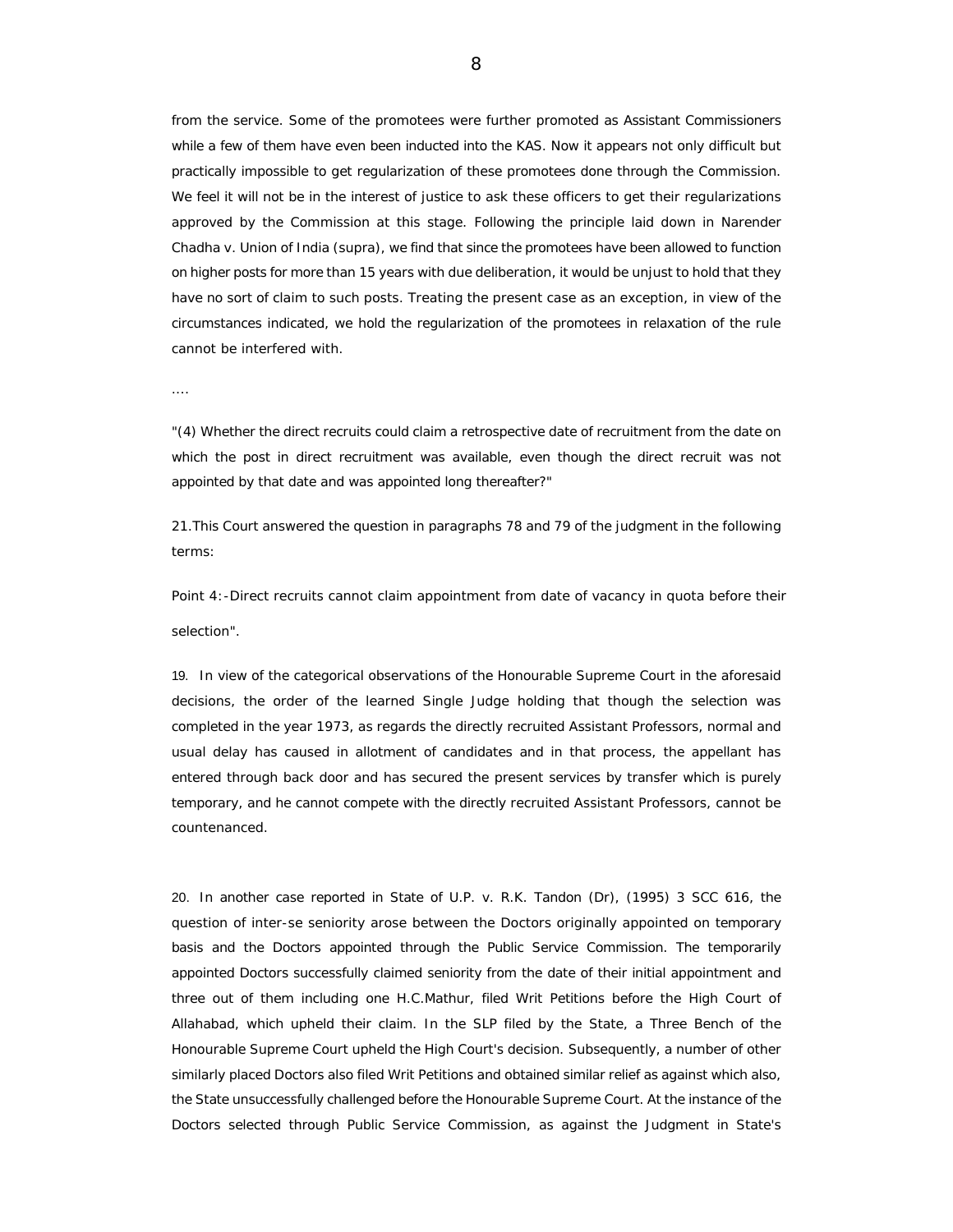from the service. Some of the promotees were further promoted as Assistant Commissioners while a few of them have even been inducted into the KAS. Now it appears not only difficult but practically impossible to get regularization of these promotees done through the Commission. We feel it will not be in the interest of justice to ask these officers to get their regularizations approved by the Commission at this stage. Following the principle laid down in Narender Chadha v. Union of India (supra), we find that since the promotees have been allowed to function on higher posts for more than 15 years with due deliberation, it would be unjust to hold that they have no sort of claim to such posts. Treating the present case as an exception, in view of the circumstances indicated, we hold the regularization of the promotees in relaxation of the rule cannot be interfered with.

....

"(4) Whether the direct recruits could claim a retrospective date of recruitment from the date on which the post in direct recruitment was available, even though the direct recruit was not appointed by that date and was appointed long thereafter?"

21.This Court answered the question in paragraphs 78 and 79 of the judgment in the following terms:

Point 4:-Direct recruits cannot claim appointment from date of vacancy in quota before their selection".

19. In view of the categorical observations of the Honourable Supreme Court in the aforesaid decisions, the order of the learned Single Judge holding that though the selection was completed in the year 1973, as regards the directly recruited Assistant Professors, normal and usual delay has caused in allotment of candidates and in that process, the appellant has entered through back door and has secured the present services by transfer which is purely temporary, and he cannot compete with the directly recruited Assistant Professors, cannot be countenanced.

20. In another case reported in State of U.P. v. R.K. Tandon (Dr), (1995) 3 SCC 616, the question of inter-se seniority arose between the Doctors originally appointed on temporary basis and the Doctors appointed through the Public Service Commission. The temporarily appointed Doctors successfully claimed seniority from the date of their initial appointment and three out of them including one H.C.Mathur, filed Writ Petitions before the High Court of Allahabad, which upheld their claim. In the SLP filed by the State, a Three Bench of the Honourable Supreme Court upheld the High Court's decision. Subsequently, a number of other similarly placed Doctors also filed Writ Petitions and obtained similar relief as against which also, the State unsuccessfully challenged before the Honourable Supreme Court. At the instance of the Doctors selected through Public Service Commission, as against the Judgment in State's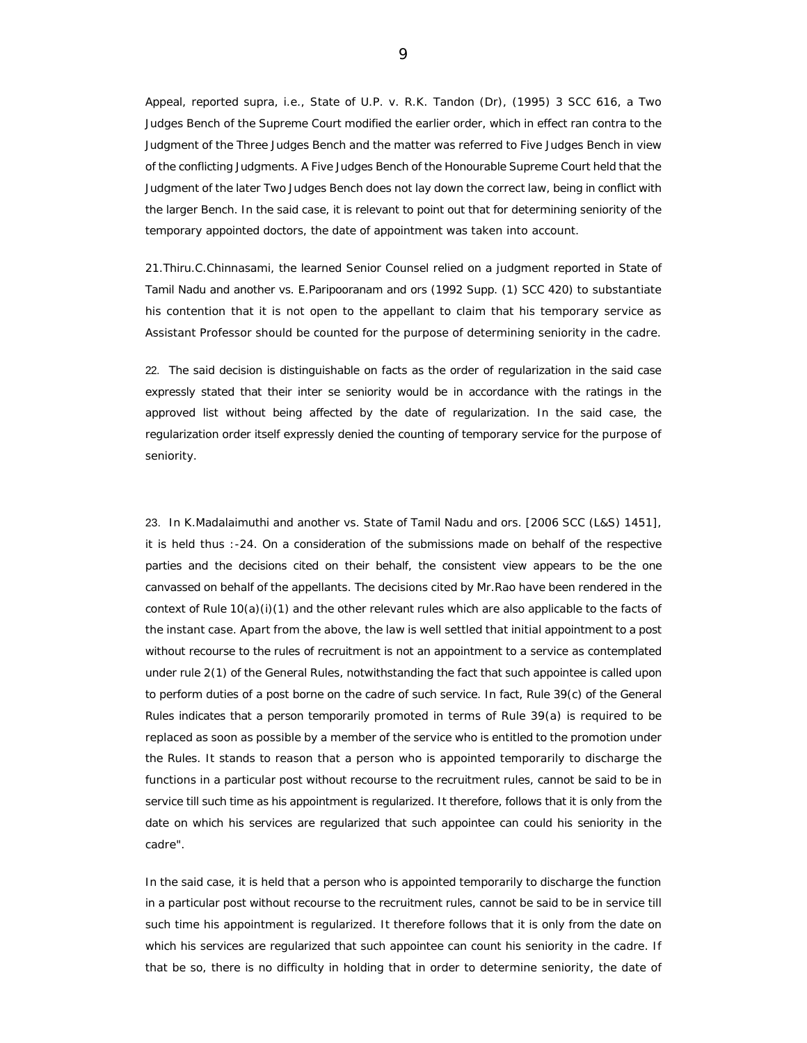Appeal, reported supra, i.e., State of U.P. v. R.K. Tandon (Dr), (1995) 3 SCC 616, a Two Judges Bench of the Supreme Court modified the earlier order, which in effect ran contra to the Judgment of the Three Judges Bench and the matter was referred to Five Judges Bench in view of the conflicting Judgments. A Five Judges Bench of the Honourable Supreme Court held that the Judgment of the later Two Judges Bench does not lay down the correct law, being in conflict with the larger Bench. In the said case, it is relevant to point out that for determining seniority of the temporary appointed doctors, the date of appointment was taken into account.

21.Thiru.C.Chinnasami, the learned Senior Counsel relied on a judgment reported in State of Tamil Nadu and another vs. E.Paripooranam and ors (1992 Supp. (1) SCC 420) to substantiate his contention that it is not open to the appellant to claim that his temporary service as Assistant Professor should be counted for the purpose of determining seniority in the cadre.

22. The said decision is distinguishable on facts as the order of regularization in the said case expressly stated that their inter se seniority would be in accordance with the ratings in the approved list without being affected by the date of regularization. In the said case, the regularization order itself expressly denied the counting of temporary service for the purpose of seniority.

23. In K.Madalaimuthi and another vs. State of Tamil Nadu and ors. [2006 SCC (L&S) 1451], it is held thus :-24. On a consideration of the submissions made on behalf of the respective parties and the decisions cited on their behalf, the consistent view appears to be the one canvassed on behalf of the appellants. The decisions cited by Mr.Rao have been rendered in the context of Rule 10(a)(i)(1) and the other relevant rules which are also applicable to the facts of the instant case. Apart from the above, the law is well settled that initial appointment to a post without recourse to the rules of recruitment is not an appointment to a service as contemplated under rule 2(1) of the General Rules, notwithstanding the fact that such appointee is called upon to perform duties of a post borne on the cadre of such service. In fact, Rule 39(c) of the General Rules indicates that a person temporarily promoted in terms of Rule 39(a) is required to be replaced as soon as possible by a member of the service who is entitled to the promotion under the Rules. It stands to reason that a person who is appointed temporarily to discharge the functions in a particular post without recourse to the recruitment rules, cannot be said to be in service till such time as his appointment is regularized. It therefore, follows that it is only from the date on which his services are regularized that such appointee can could his seniority in the cadre".

In the said case, it is held that a person who is appointed temporarily to discharge the function in a particular post without recourse to the recruitment rules, cannot be said to be in service till such time his appointment is regularized. It therefore follows that it is only from the date on which his services are regularized that such appointee can count his seniority in the cadre. If that be so, there is no difficulty in holding that in order to determine seniority, the date of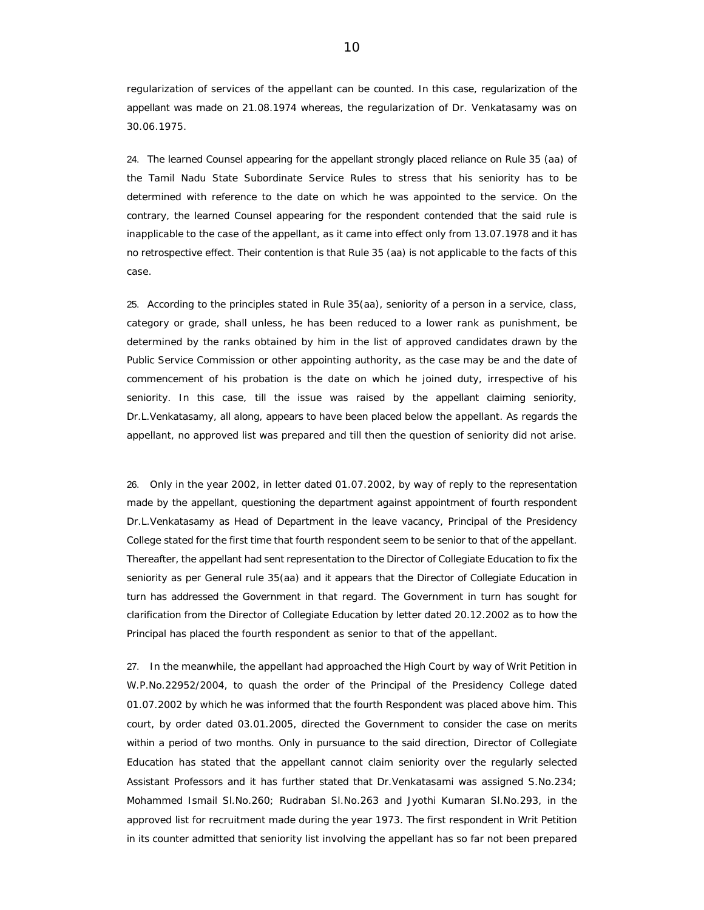regularization of services of the appellant can be counted. In this case, regularization of the appellant was made on 21.08.1974 whereas, the regularization of Dr. Venkatasamy was on 30.06.1975.

24. The learned Counsel appearing for the appellant strongly placed reliance on Rule 35 (aa) of the Tamil Nadu State Subordinate Service Rules to stress that his seniority has to be determined with reference to the date on which he was appointed to the service. On the contrary, the learned Counsel appearing for the respondent contended that the said rule is inapplicable to the case of the appellant, as it came into effect only from 13.07.1978 and it has no retrospective effect. Their contention is that Rule 35 (aa) is not applicable to the facts of this case.

25. According to the principles stated in Rule 35(aa), seniority of a person in a service, class, category or grade, shall unless, he has been reduced to a lower rank as punishment, be determined by the ranks obtained by him in the list of approved candidates drawn by the Public Service Commission or other appointing authority, as the case may be and the date of commencement of his probation is the date on which he joined duty, irrespective of his seniority. In this case, till the issue was raised by the appellant claiming seniority, Dr.L.Venkatasamy, all along, appears to have been placed below the appellant. As regards the appellant, no approved list was prepared and till then the question of seniority did not arise.

26. Only in the year 2002, in letter dated 01.07.2002, by way of reply to the representation made by the appellant, questioning the department against appointment of fourth respondent Dr.L.Venkatasamy as Head of Department in the leave vacancy, Principal of the Presidency College stated for the first time that fourth respondent seem to be senior to that of the appellant. Thereafter, the appellant had sent representation to the Director of Collegiate Education to fix the seniority as per General rule 35(aa) and it appears that the Director of Collegiate Education in turn has addressed the Government in that regard. The Government in turn has sought for clarification from the Director of Collegiate Education by letter dated 20.12.2002 as to how the Principal has placed the fourth respondent as senior to that of the appellant.

27. In the meanwhile, the appellant had approached the High Court by way of Writ Petition in W.P.No.22952/2004, to quash the order of the Principal of the Presidency College dated 01.07.2002 by which he was informed that the fourth Respondent was placed above him. This court, by order dated 03.01.2005, directed the Government to consider the case on merits within a period of two months. Only in pursuance to the said direction, Director of Collegiate Education has stated that the appellant cannot claim seniority over the regularly selected Assistant Professors and it has further stated that Dr.Venkatasami was assigned S.No.234; Mohammed Ismail Sl.No.260; Rudraban Sl.No.263 and Jyothi Kumaran Sl.No.293, in the approved list for recruitment made during the year 1973. The first respondent in Writ Petition in its counter admitted that seniority list involving the appellant has so far not been prepared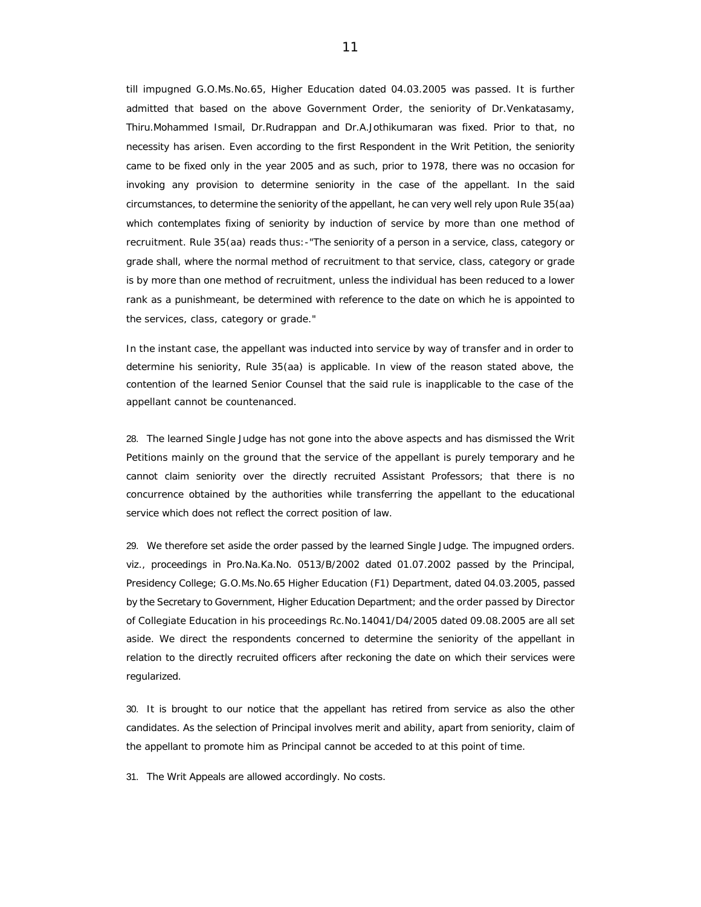till impugned G.O.Ms.No.65, Higher Education dated 04.03.2005 was passed. It is further admitted that based on the above Government Order, the seniority of Dr.Venkatasamy, Thiru.Mohammed Ismail, Dr.Rudrappan and Dr.A.Jothikumaran was fixed. Prior to that, no necessity has arisen. Even according to the first Respondent in the Writ Petition, the seniority came to be fixed only in the year 2005 and as such, prior to 1978, there was no occasion for invoking any provision to determine seniority in the case of the appellant. In the said circumstances, to determine the seniority of the appellant, he can very well rely upon Rule 35(aa) which contemplates fixing of seniority by induction of service by more than one method of recruitment. Rule 35(aa) reads thus:-"The seniority of a person in a service, class, category or grade shall, where the normal method of recruitment to that service, class, category or grade is by more than one method of recruitment, unless the individual has been reduced to a lower rank as a punishmeant, be determined with reference to the date on which he is appointed to the services, class, category or grade."

In the instant case, the appellant was inducted into service by way of transfer and in order to determine his seniority, Rule 35(aa) is applicable. In view of the reason stated above, the contention of the learned Senior Counsel that the said rule is inapplicable to the case of the appellant cannot be countenanced.

28. The learned Single Judge has not gone into the above aspects and has dismissed the Writ Petitions mainly on the ground that the service of the appellant is purely temporary and he cannot claim seniority over the directly recruited Assistant Professors; that there is no concurrence obtained by the authorities while transferring the appellant to the educational service which does not reflect the correct position of law.

29. We therefore set aside the order passed by the learned Single Judge. The impugned orders. viz., proceedings in Pro.Na.Ka.No. 0513/B/2002 dated 01.07.2002 passed by the Principal, Presidency College; G.O.Ms.No.65 Higher Education (F1) Department, dated 04.03.2005, passed by the Secretary to Government, Higher Education Department; and the order passed by Director of Collegiate Education in his proceedings Rc.No.14041/D4/2005 dated 09.08.2005 are all set aside. We direct the respondents concerned to determine the seniority of the appellant in relation to the directly recruited officers after reckoning the date on which their services were regularized.

30. It is brought to our notice that the appellant has retired from service as also the other candidates. As the selection of Principal involves merit and ability, apart from seniority, claim of the appellant to promote him as Principal cannot be acceded to at this point of time.

31. The Writ Appeals are allowed accordingly. No costs.